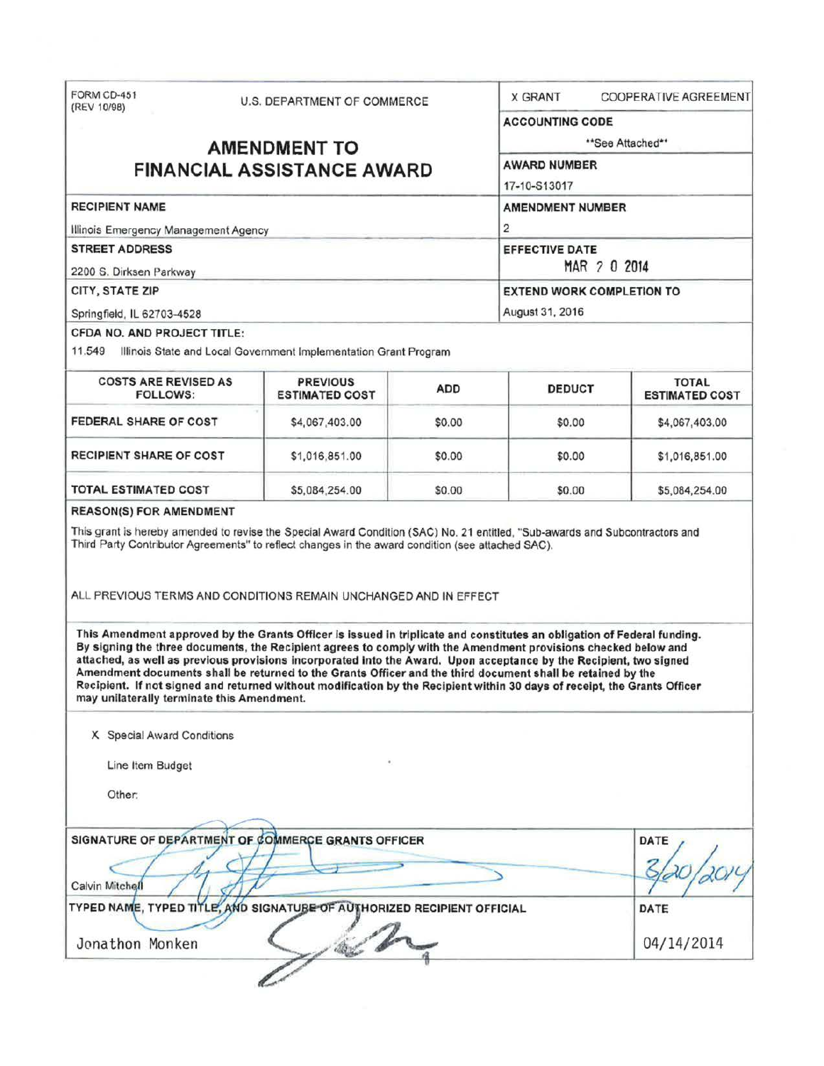FORM CD-451
(REV 10/98)

U.S. DEPARTMENT OF COMMERCE

# AMENDMENT TO FINANCIAL ASSISTANCE AWARD

X GRANT    COOPERATIVE AGREEMENT

**ACCOUNTING CODE**
**See Attached**

**AWARD NUMBER**
17-10-S13017

**RECIPIENT NAME**
Illinois Emergency Management Agency

**AMENDMENT NUMBER**
2

**STREET ADDRESS**
2200 S. Dirksen Parkway

**EFFECTIVE DATE**
MAR 20 2014

**CITY, STATE ZIP**
Springfield, IL 62703-4528

**EXTEND WORK COMPLETION TO**
August 31, 2016

**CFDA NO. AND PROJECT TITLE:**
11.549 Illinois State and Local Government Implementation Grant Program

| COSTS ARE REVISED AS FOLLOWS: | PREVIOUS ESTIMATED COST | ADD | DEDUCT | TOTAL ESTIMATED COST |
|---|---|---|---|---|
| FEDERAL SHARE OF COST | $4,067,403.00 | $0.00 | $0.00 | $4,067,403.00 |
| RECIPIENT SHARE OF COST | $1,016,851.00 | $0.00 | $0.00 | $1,016,851.00 |
| TOTAL ESTIMATED COST | $5,084,254.00 | $0.00 | $0.00 | $5,084,254.00 |

**REASON(S) FOR AMENDMENT**

This grant is hereby amended to revise the Special Award Condition (SAC) No. 21 entitled, "Sub-awards and Subcontractors and Third Party Contributor Agreements" to reflect changes in the award condition (see attached SAC).

ALL PREVIOUS TERMS AND CONDITIONS REMAIN UNCHANGED AND IN EFFECT

**This Amendment approved by the Grants Officer is issued in triplicate and constitutes an obligation of Federal funding. By signing the three documents, the Recipient agrees to comply with the Amendment provisions checked below and attached, as well as previous provisions incorporated into the Award. Upon acceptance by the Recipient, two signed Amendment documents shall be returned to the Grants Officer and the third document shall be retained by the Recipient. If not signed and returned without modification by the Recipient within 30 days of receipt, the Grants Officer may unilaterally terminate this Amendment.**

X Special Award Conditions

Line Item Budget

Other:

**SIGNATURE OF DEPARTMENT OF COMMERCE GRANTS OFFICER**
Calvin Mitchell

**DATE**
3/20/2014

**TYPED NAME, TYPED TITLE, AND SIGNATURE OF AUTHORIZED RECIPIENT OFFICIAL**
Jonathon Monken

**DATE**
04/14/2014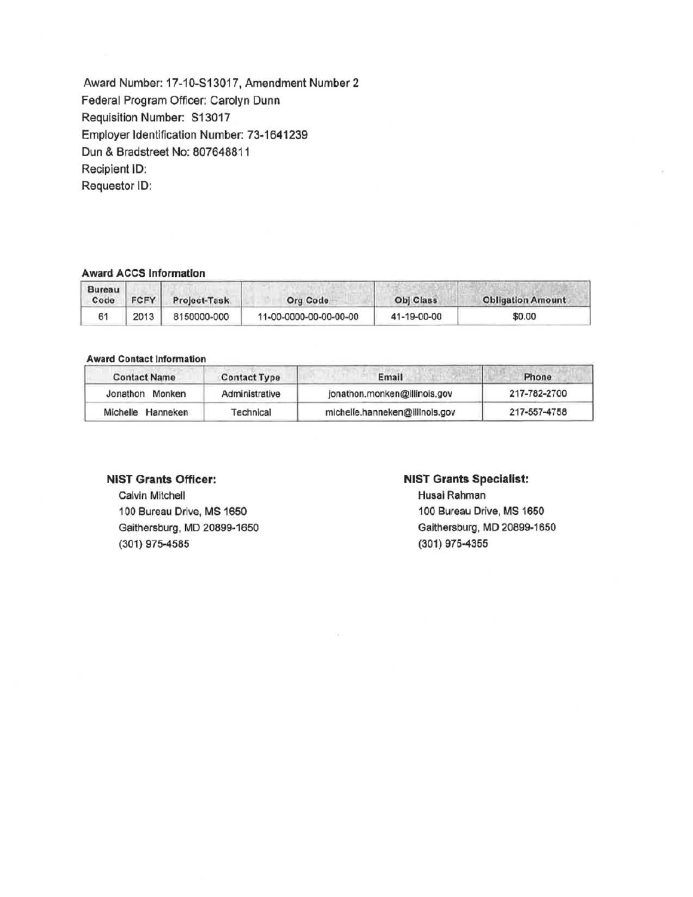Award Number: 17-10-S13017, Amendment Number 2
Federal Program Officer: Carolyn Dunn
Requisition Number: S13017
Employer Identification Number: 73-1641239
Dun & Bradstreet No: 807648811
Recipient ID:
Requestor ID:

**Award ACCS Information**

| Bureau Code | FCFY | Project-Task | Org Code | Obj Class | Obligation Amount |
|---|---|---|---|---|---|
| 61 | 2013 | 8150000-000 | 11-00-0000-00-00-00-00 | 41-19-00-00 | $0.00 |

**Award Contact Information**

| Contact Name | Contact Type | Email | Phone |
|---|---|---|---|
| Jonathon Monken | Administrative | jonathon.monken@illinois.gov | 217-782-2700 |
| Michelle Hanneken | Technical | michelle.hanneken@illinois.gov | 217-557-4758 |

**NIST Grants Officer:**
Calvin Mitchell
100 Bureau Drive, MS 1650
Gaithersburg, MD 20899-1650
(301) 975-4585

**NIST Grants Specialist:**
Husai Rahman
100 Bureau Drive, MS 1650
Gaithersburg, MD 20899-1650
(301) 975-4355